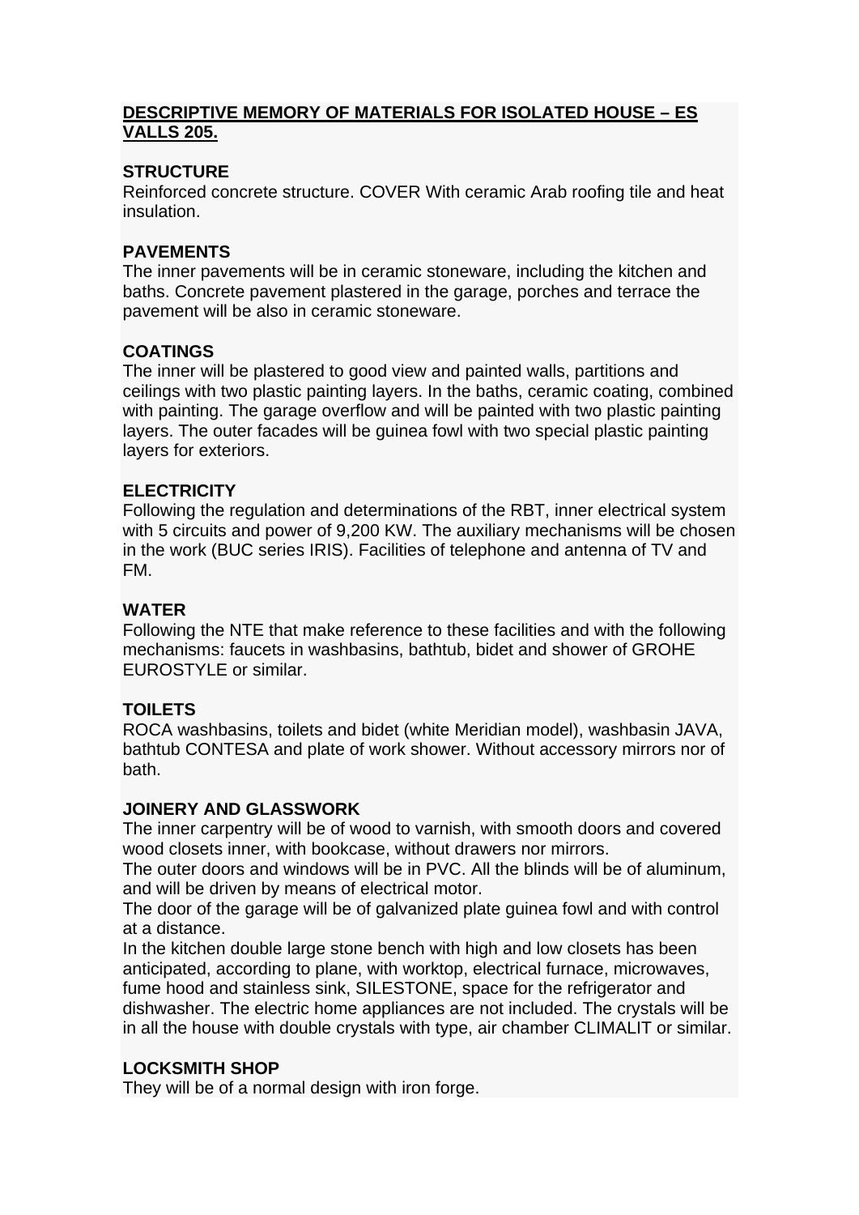**DESCRIPTIVE MEMORY OF MATERIALS FOR ISOLATED HOUSE – ES VALLS 205.**

**STRUCTURE**

Reinforced concrete structure. COVER With ceramic Arab roofing tile and heat insulation.

**PAVEMENTS**

The inner pavements will be in ceramic stoneware, including the kitchen and baths. Concrete pavement plastered in the garage, porches and terrace the pavement will be also in ceramic stoneware.

**COATINGS**

The inner will be plastered to good view and painted walls, partitions and ceilings with two plastic painting layers. In the baths, ceramic coating, combined with painting. The garage overflow and will be painted with two plastic painting layers. The outer facades will be guinea fowl with two special plastic painting layers for exteriors.

**ELECTRICITY**

Following the regulation and determinations of the RBT, inner electrical system with 5 circuits and power of 9,200 KW. The auxiliary mechanisms will be chosen in the work (BUC series IRIS). Facilities of telephone and antenna of TV and FM.

**WATER**

Following the NTE that make reference to these facilities and with the following mechanisms: faucets in washbasins, bathtub, bidet and shower of GROHE EUROSTYLE or similar.

**TOILETS**

ROCA washbasins, toilets and bidet (white Meridian model), washbasin JAVA, bathtub CONTESA and plate of work shower. Without accessory mirrors nor of bath.

**JOINERY AND GLASSWORK**

The inner carpentry will be of wood to varnish, with smooth doors and covered wood closets inner, with bookcase, without drawers nor mirrors.

The outer doors and windows will be in PVC. All the blinds will be of aluminum, and will be driven by means of electrical motor.

The door of the garage will be of galvanized plate guinea fowl and with control at a distance.

In the kitchen double large stone bench with high and low closets has been anticipated, according to plane, with worktop, electrical furnace, microwaves, fume hood and stainless sink, SILESTONE, space for the refrigerator and dishwasher. The electric home appliances are not included. The crystals will be in all the house with double crystals with type, air chamber CLIMALIT or similar.

**LOCKSMITH SHOP**

They will be of a normal design with iron forge.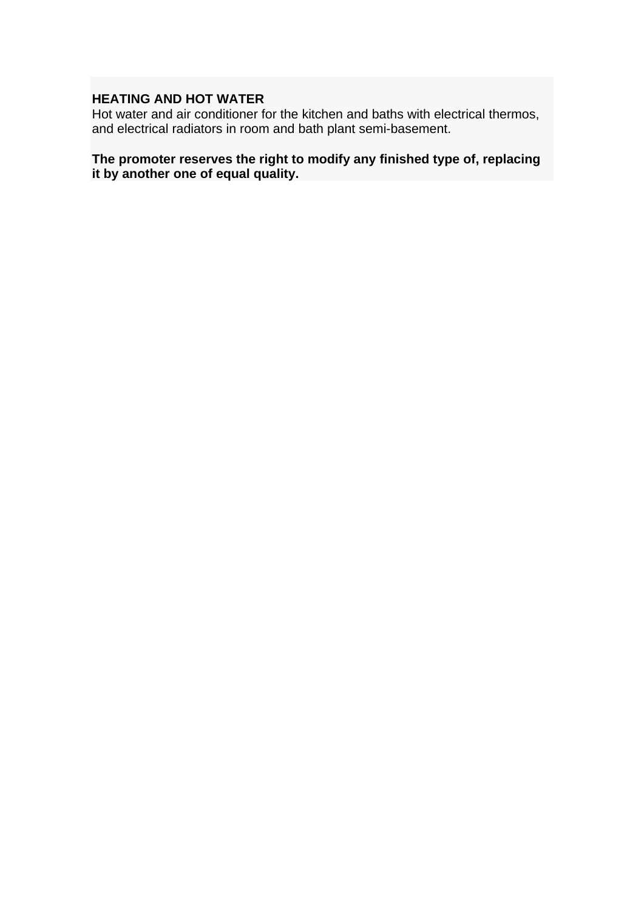**HEATING AND HOT WATER**
Hot water and air conditioner for the kitchen and baths with electrical thermos, and electrical radiators in room and bath plant semi-basement.

**The promoter reserves the right to modify any finished type of, replacing it by another one of equal quality.**